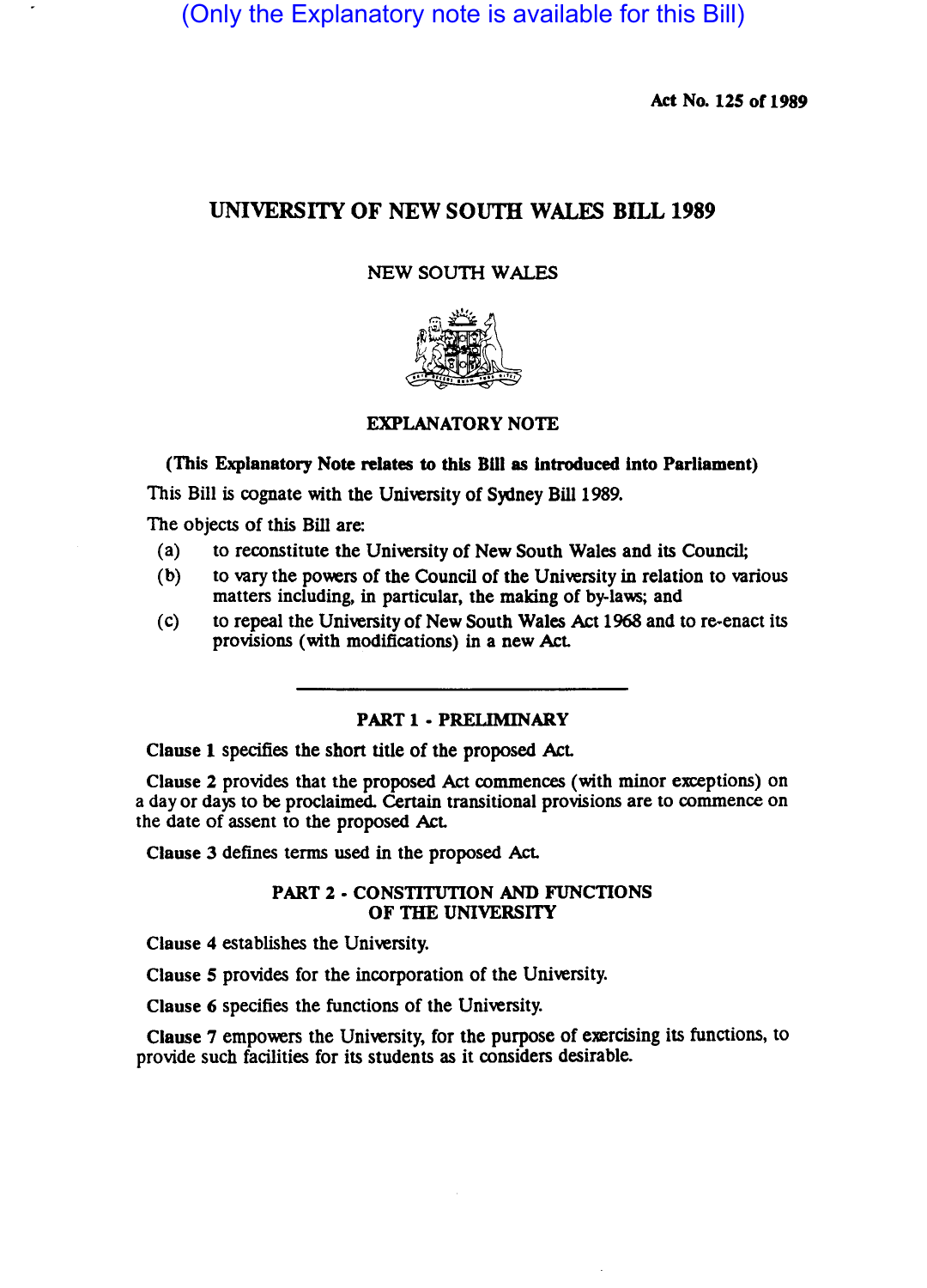(Only the Explanatory note is available for this Bill)

Act No. 125 of 1989

# UNIVERSITY OF NEW SOUTH WALES BILL 1989

NEW SOUTH WALES

## EXPLANATORY NOTE

**(This Explanatory Note relates to this Bill as introduced into Parliament)**

This Bill is cognate with the University of Sydney Bill 1989.

The objects of this Bill are:

- (a) to reconstitute the University of New South Wales and its Council;
- (b) to vary the powers of the Council of the University in relation to various matters including, in particular, the making of by-laws; and
- (c) to repeal the University of New South Wales Act 1968 and to re-enact its provisions (with modifications) in a new Act.

---

### PART 1 - PRELIMINARY

**Clause 1** specifies the short title of the proposed Act.

**Clause 2** provides that the proposed Act commences (with minor exceptions) on a day or days to be proclaimed. Certain transitional provisions are to commence on the date of assent to the proposed Act.

**Clause 3** defines terms used in the proposed Act.

### PART 2 - CONSTITUTION AND FUNCTIONS OF THE UNIVERSITY

**Clause 4** establishes the University.

**Clause 5** provides for the incorporation of the University.

**Clause 6** specifies the functions of the University.

**Clause 7** empowers the University, for the purpose of exercising its functions, to provide such facilities for its students as it considers desirable.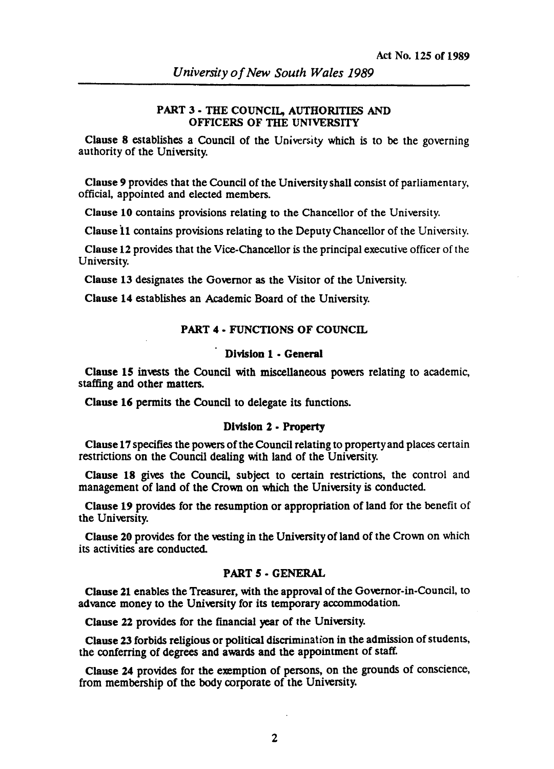## PART 3 - THE COUNCIL, AUTHORITIES AND OFFICERS OF THE UNIVERSITY

**Clause 8** establishes a Council of the University which is to be the governing authority of the University.

**Clause 9** provides that the Council of the University shall consist of parliamentary, official, appointed and elected members.

**Clause 10** contains provisions relating to the Chancellor of the University.

**Clause 11** contains provisions relating to the Deputy Chancellor of the University.

**Clause 12** provides that the Vice-Chancellor is the principal executive officer of the University.

**Clause 13** designates the Governor as the Visitor of the University.

**Clause 14** establishes an Academic Board of the University.

## PART 4 - FUNCTIONS OF COUNCIL

### Division 1 - General

**Clause 15** invests the Council with miscellaneous powers relating to academic, staffing and other matters.

**Clause 16** permits the Council to delegate its functions.

### Division 2 - Property

**Clause 17** specifies the powers of the Council relating to property and places certain restrictions on the Council dealing with land of the University.

**Clause 18** gives the Council, subject to certain restrictions, the control and management of land of the Crown on which the University is conducted.

**Clause 19** provides for the resumption or appropriation of land for the benefit of the University.

**Clause 20** provides for the vesting in the University of land of the Crown on which its activities are conducted.

## PART 5 - GENERAL

**Clause 21** enables the Treasurer, with the approval of the Governor-in-Council, to advance money to the University for its temporary accommodation.

**Clause 22** provides for the financial year of the University.

**Clause 23** forbids religious or political discrimination in the admission of students, the conferring of degrees and awards and the appointment of staff.

**Clause 24** provides for the exemption of persons, on the grounds of conscience, from membership of the body corporate of the University.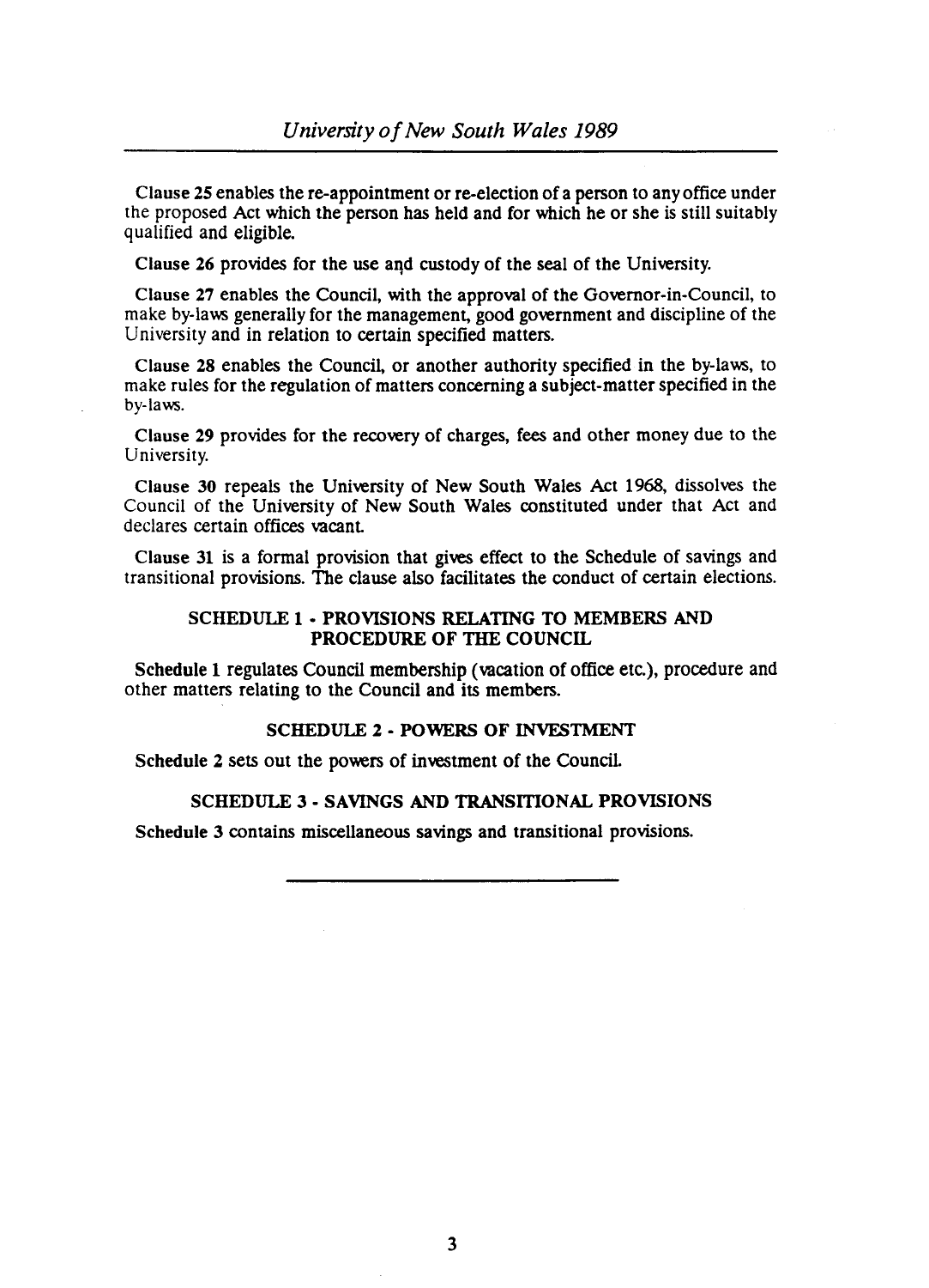**Clause 25** enables the re-appointment or re-election of a person to any office under the proposed Act which the person has held and for which he or she is still suitably qualified and eligible.

**Clause 26** provides for the use and custody of the seal of the University.

**Clause 27** enables the Council, with the approval of the Governor-in-Council, to make by-laws generally for the management, good government and discipline of the University and in relation to certain specified matters.

**Clause 28** enables the Council, or another authority specified in the by-laws, to make rules for the regulation of matters concerning a subject-matter specified in the by-laws.

**Clause 29** provides for the recovery of charges, fees and other money due to the University.

**Clause 30** repeals the University of New South Wales Act 1968, dissolves the Council of the University of New South Wales constituted under that Act and declares certain offices vacant.

**Clause 31** is a formal provision that gives effect to the Schedule of savings and transitional provisions. The clause also facilitates the conduct of certain elections.

## SCHEDULE 1 - PROVISIONS RELATING TO MEMBERS AND PROCEDURE OF THE COUNCIL

**Schedule 1** regulates Council membership (vacation of office etc.), procedure and other matters relating to the Council and its members.

## SCHEDULE 2 - POWERS OF INVESTMENT

**Schedule 2** sets out the powers of investment of the Council.

## SCHEDULE 3 - SAVINGS AND TRANSITIONAL PROVISIONS

**Schedule 3** contains miscellaneous savings and transitional provisions.